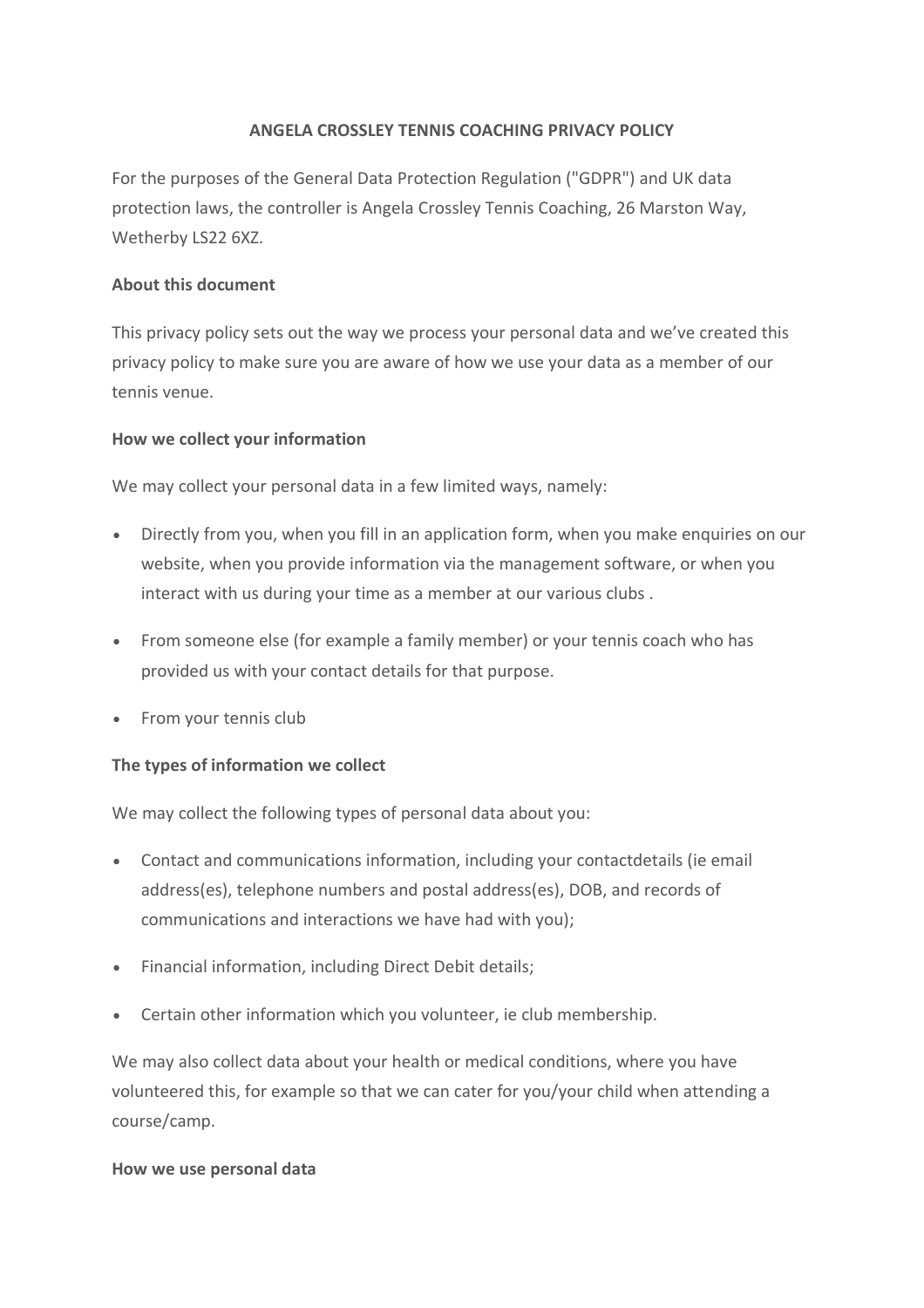# ANGELA CROSSLEY TENNIS COACHING PRIVACY POLICY

For the purposes of the General Data Protection Regulation ("GDPR") and UK data protection laws, the controller is Angela Crossley Tennis Coaching, 26 Marston Way, Wetherby LS22 6XZ.

**About this document**

This privacy policy sets out the way we process your personal data and we've created this privacy policy to make sure you are aware of how we use your data as a member of our tennis venue.

**How we collect your information**

We may collect your personal data in a few limited ways, namely:

- Directly from you, when you fill in an application form, when you make enquiries on our website, when you provide information via the management software, or when you interact with us during your time as a member at our various clubs .
- From someone else (for example a family member) or your tennis coach who has provided us with your contact details for that purpose.
- From your tennis club

**The types of information we collect**

We may collect the following types of personal data about you:

- Contact and communications information, including your contactdetails (ie email address(es), telephone numbers and postal address(es), DOB, and records of communications and interactions we have had with you);
- Financial information, including Direct Debit details;
- Certain other information which you volunteer, ie club membership.

We may also collect data about your health or medical conditions, where you have volunteered this, for example so that we can cater for you/your child when attending a course/camp.

**How we use personal data**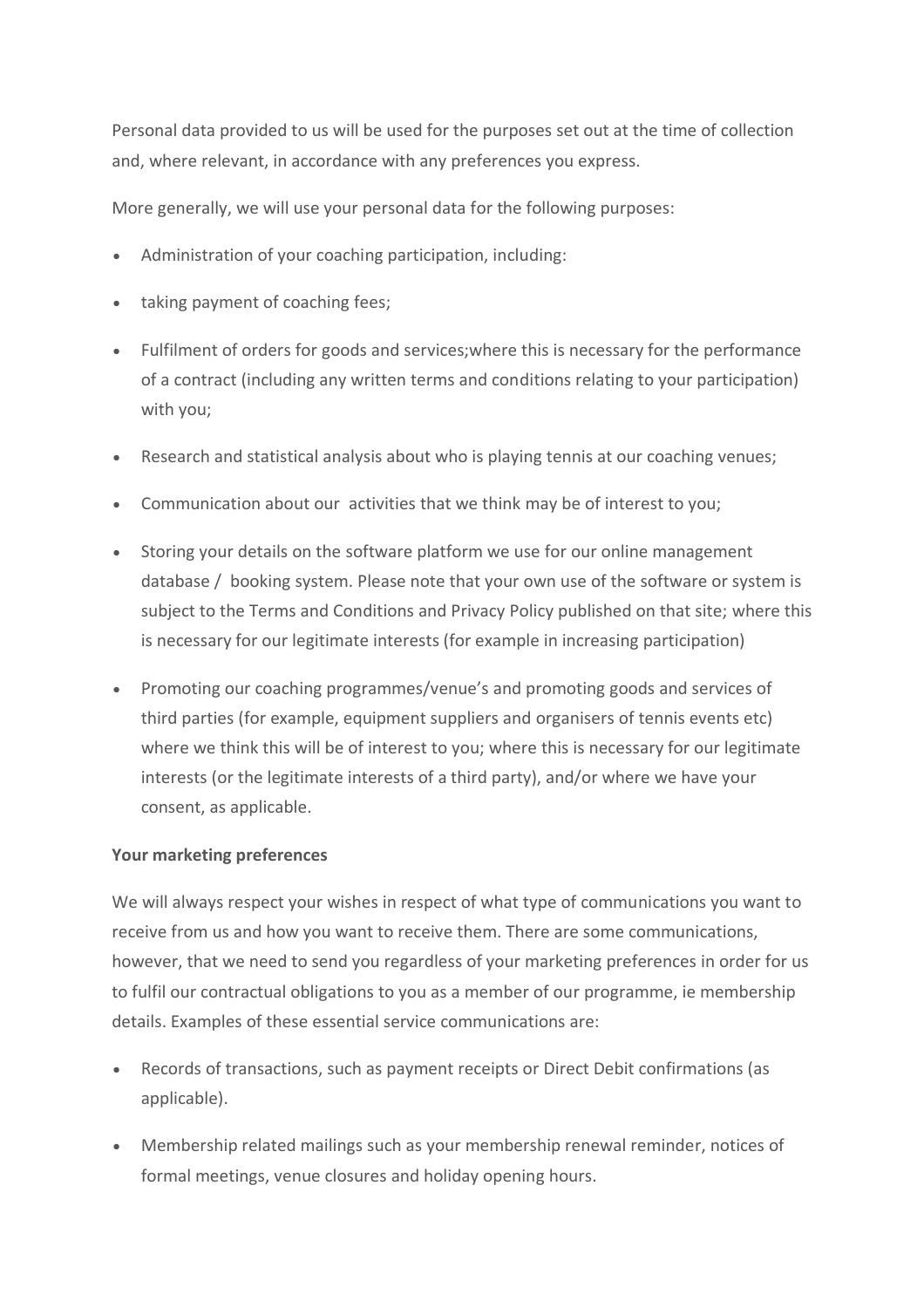Personal data provided to us will be used for the purposes set out at the time of collection and, where relevant, in accordance with any preferences you express.

More generally, we will use your personal data for the following purposes:

- Administration of your coaching participation, including:
- taking payment of coaching fees;
- Fulfilment of orders for goods and services;where this is necessary for the performance of a contract (including any written terms and conditions relating to your participation) with you;
- Research and statistical analysis about who is playing tennis at our coaching venues;
- Communication about our activities that we think may be of interest to you;
- Storing your details on the software platform we use for our online management database / booking system. Please note that your own use of the software or system is subject to the Terms and Conditions and Privacy Policy published on that site; where this is necessary for our legitimate interests (for example in increasing participation)
- Promoting our coaching programmes/venue's and promoting goods and services of third parties (for example, equipment suppliers and organisers of tennis events etc) where we think this will be of interest to you; where this is necessary for our legitimate interests (or the legitimate interests of a third party), and/or where we have your consent, as applicable.

**Your marketing preferences**

We will always respect your wishes in respect of what type of communications you want to receive from us and how you want to receive them. There are some communications, however, that we need to send you regardless of your marketing preferences in order for us to fulfil our contractual obligations to you as a member of our programme, ie membership details. Examples of these essential service communications are:

- Records of transactions, such as payment receipts or Direct Debit confirmations (as applicable).
- Membership related mailings such as your membership renewal reminder, notices of formal meetings, venue closures and holiday opening hours.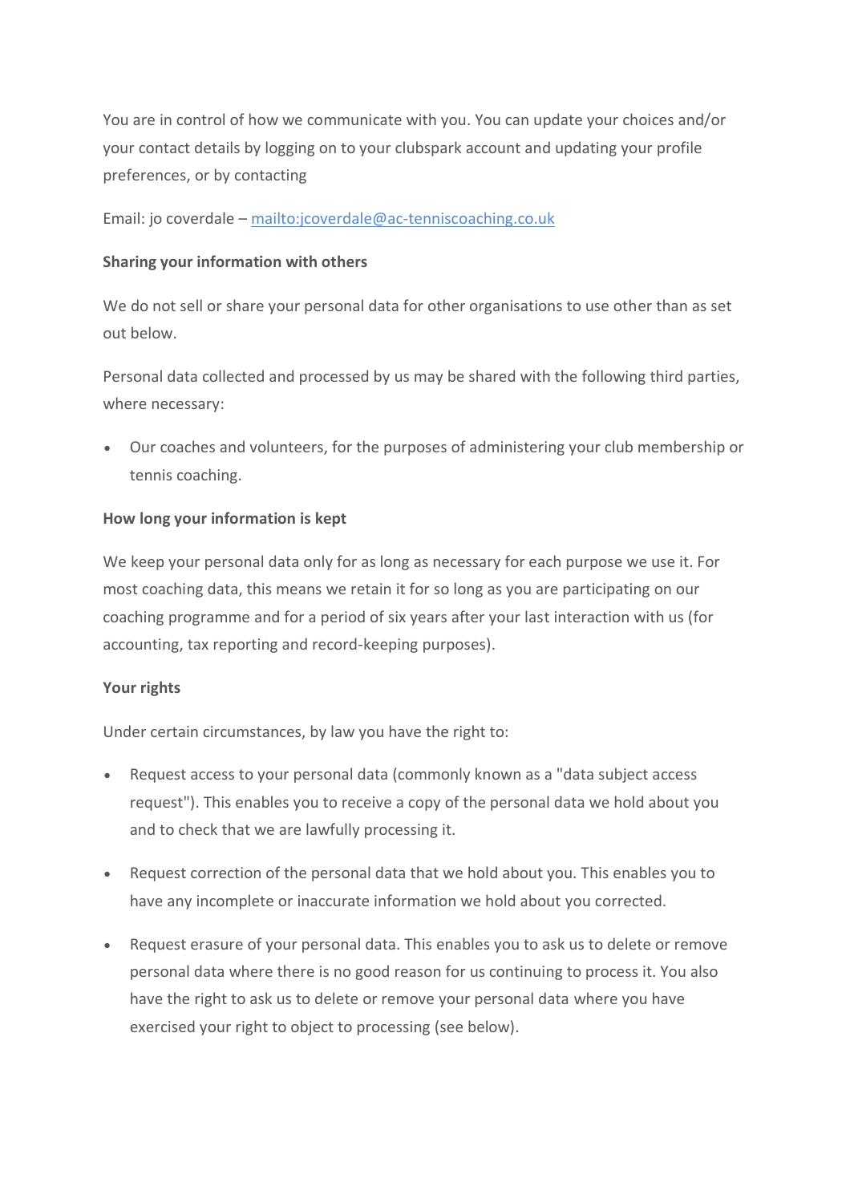You are in control of how we communicate with you. You can update your choices and/or your contact details by logging on to your clubspark account and updating your profile preferences, or by contacting

Email: jo coverdale – [mailto:jcoverdale@ac-tenniscoaching.co.uk](mailto:jcoverdale@ac-tenniscoaching.co.uk)

**Sharing your information with others**

We do not sell or share your personal data for other organisations to use other than as set out below.

Personal data collected and processed by us may be shared with the following third parties, where necessary:

- Our coaches and volunteers, for the purposes of administering your club membership or tennis coaching.

**How long your information is kept**

We keep your personal data only for as long as necessary for each purpose we use it. For most coaching data, this means we retain it for so long as you are participating on our coaching programme and for a period of six years after your last interaction with us (for accounting, tax reporting and record-keeping purposes).

**Your rights**

Under certain circumstances, by law you have the right to:

- Request access to your personal data (commonly known as a "data subject access request"). This enables you to receive a copy of the personal data we hold about you and to check that we are lawfully processing it.
- Request correction of the personal data that we hold about you. This enables you to have any incomplete or inaccurate information we hold about you corrected.
- Request erasure of your personal data. This enables you to ask us to delete or remove personal data where there is no good reason for us continuing to process it. You also have the right to ask us to delete or remove your personal data where you have exercised your right to object to processing (see below).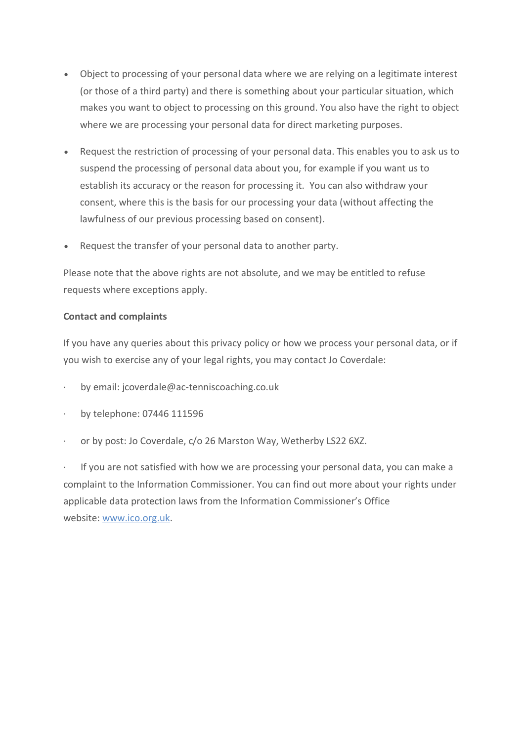- Object to processing of your personal data where we are relying on a legitimate interest (or those of a third party) and there is something about your particular situation, which makes you want to object to processing on this ground. You also have the right to object where we are processing your personal data for direct marketing purposes.
- Request the restriction of processing of your personal data. This enables you to ask us to suspend the processing of personal data about you, for example if you want us to establish its accuracy or the reason for processing it. You can also withdraw your consent, where this is the basis for our processing your data (without affecting the lawfulness of our previous processing based on consent).
- Request the transfer of your personal data to another party.

Please note that the above rights are not absolute, and we may be entitled to refuse requests where exceptions apply.

**Contact and complaints**

If you have any queries about this privacy policy or how we process your personal data, or if you wish to exercise any of your legal rights, you may contact Jo Coverdale:

· by email: jcoverdale@ac-tenniscoaching.co.uk

· by telephone: 07446 111596

· or by post: Jo Coverdale, c/o 26 Marston Way, Wetherby LS22 6XZ.

· If you are not satisfied with how we are processing your personal data, you can make a complaint to the Information Commissioner. You can find out more about your rights under applicable data protection laws from the Information Commissioner's Office website: [www.ico.org.uk](http://www.ico.org.uk).